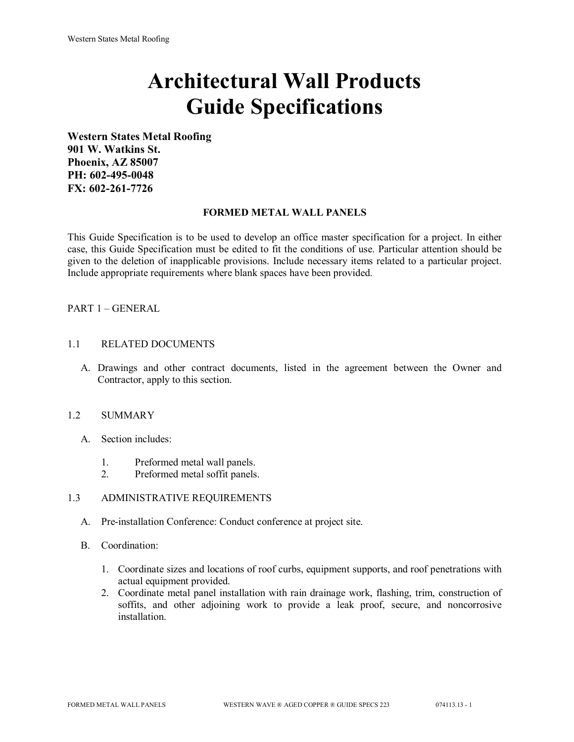# Architectural Wall Products Guide Specifications

**Western States Metal Roofing**
**901 W. Watkins St.**
**Phoenix, AZ 85007**
**PH: 602-495-0048**
**FX: 602-261-7726**

**FORMED METAL WALL PANELS**

This Guide Specification is to be used to develop an office master specification for a project. In either case, this Guide Specification must be edited to fit the conditions of use. Particular attention should be given to the deletion of inapplicable provisions. Include necessary items related to a particular project. Include appropriate requirements where blank spaces have been provided.

## PART 1 – GENERAL

### 1.1 RELATED DOCUMENTS

A. Drawings and other contract documents, listed in the agreement between the Owner and Contractor, apply to this section.

### 1.2 SUMMARY

A. Section includes:

1. Preformed metal wall panels.
2. Preformed metal soffit panels.

### 1.3 ADMINISTRATIVE REQUIREMENTS

A. Pre-installation Conference: Conduct conference at project site.

B. Coordination:

1. Coordinate sizes and locations of roof curbs, equipment supports, and roof penetrations with actual equipment provided.
2. Coordinate metal panel installation with rain drainage work, flashing, trim, construction of soffits, and other adjoining work to provide a leak proof, secure, and noncorrosive installation.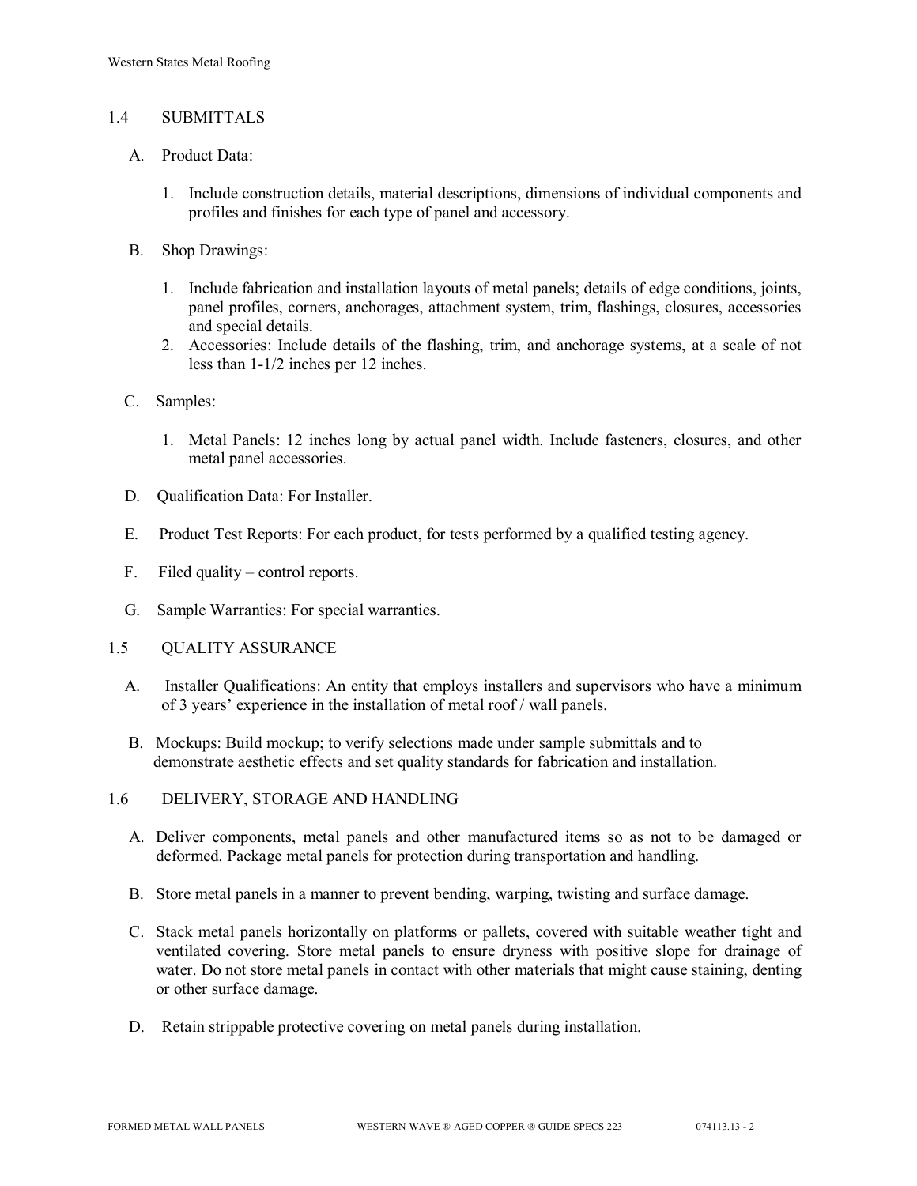## 1.4 SUBMITTALS

A. Product Data:

1. Include construction details, material descriptions, dimensions of individual components and profiles and finishes for each type of panel and accessory.

B. Shop Drawings:

1. Include fabrication and installation layouts of metal panels; details of edge conditions, joints, panel profiles, corners, anchorages, attachment system, trim, flashings, closures, accessories and special details.
2. Accessories: Include details of the flashing, trim, and anchorage systems, at a scale of not less than 1-1/2 inches per 12 inches.

C. Samples:

1. Metal Panels: 12 inches long by actual panel width. Include fasteners, closures, and other metal panel accessories.

D. Qualification Data: For Installer.

E. Product Test Reports: For each product, for tests performed by a qualified testing agency.

F. Filed quality – control reports.

G. Sample Warranties: For special warranties.

## 1.5 QUALITY ASSURANCE

A. Installer Qualifications: An entity that employs installers and supervisors who have a minimum of 3 years' experience in the installation of metal roof / wall panels.

B. Mockups: Build mockup; to verify selections made under sample submittals and to demonstrate aesthetic effects and set quality standards for fabrication and installation.

## 1.6 DELIVERY, STORAGE AND HANDLING

A. Deliver components, metal panels and other manufactured items so as not to be damaged or deformed. Package metal panels for protection during transportation and handling.

B. Store metal panels in a manner to prevent bending, warping, twisting and surface damage.

C. Stack metal panels horizontally on platforms or pallets, covered with suitable weather tight and ventilated covering. Store metal panels to ensure dryness with positive slope for drainage of water. Do not store metal panels in contact with other materials that might cause staining, denting or other surface damage.

D. Retain strippable protective covering on metal panels during installation.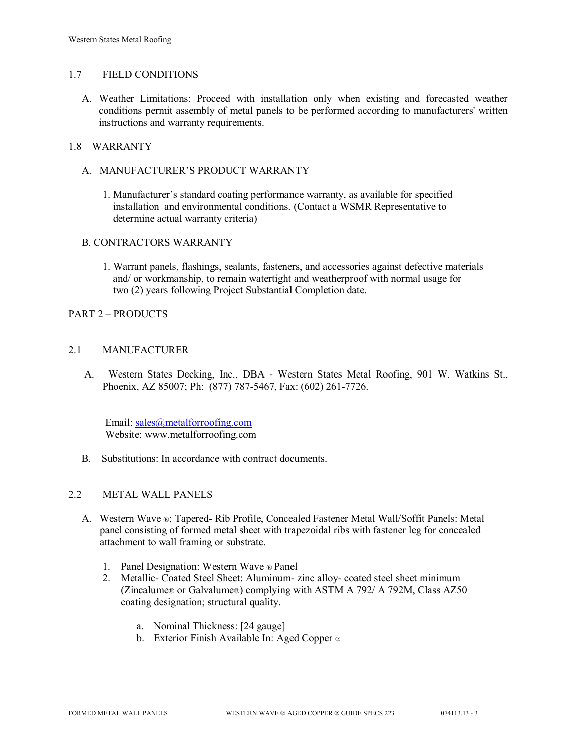## 1.7 FIELD CONDITIONS

A. Weather Limitations: Proceed with installation only when existing and forecasted weather conditions permit assembly of metal panels to be performed according to manufacturers' written instructions and warranty requirements.

## 1.8 WARRANTY

A. MANUFACTURER'S PRODUCT WARRANTY

1. Manufacturer's standard coating performance warranty, as available for specified installation and environmental conditions. (Contact a WSMR Representative to determine actual warranty criteria)

B. CONTRACTORS WARRANTY

1. Warrant panels, flashings, sealants, fasteners, and accessories against defective materials and/ or workmanship, to remain watertight and weatherproof with normal usage for two (2) years following Project Substantial Completion date.

# PART 2 – PRODUCTS

## 2.1 MANUFACTURER

A. Western States Decking, Inc., DBA - Western States Metal Roofing, 901 W. Watkins St., Phoenix, AZ 85007; Ph: (877) 787-5467, Fax: (602) 261-7726.

Email: sales@metalforroofing.com
Website: www.metalforroofing.com

B. Substitutions: In accordance with contract documents.

## 2.2 METAL WALL PANELS

A. Western Wave ®; Tapered- Rib Profile, Concealed Fastener Metal Wall/Soffit Panels: Metal panel consisting of formed metal sheet with trapezoidal ribs with fastener leg for concealed attachment to wall framing or substrate.

1. Panel Designation: Western Wave ® Panel
2. Metallic- Coated Steel Sheet: Aluminum- zinc alloy- coated steel sheet minimum (Zincalume® or Galvalume®) complying with ASTM A 792/ A 792M, Class AZ50 coating designation; structural quality.

   a. Nominal Thickness: [24 gauge]
   b. Exterior Finish Available In: Aged Copper ®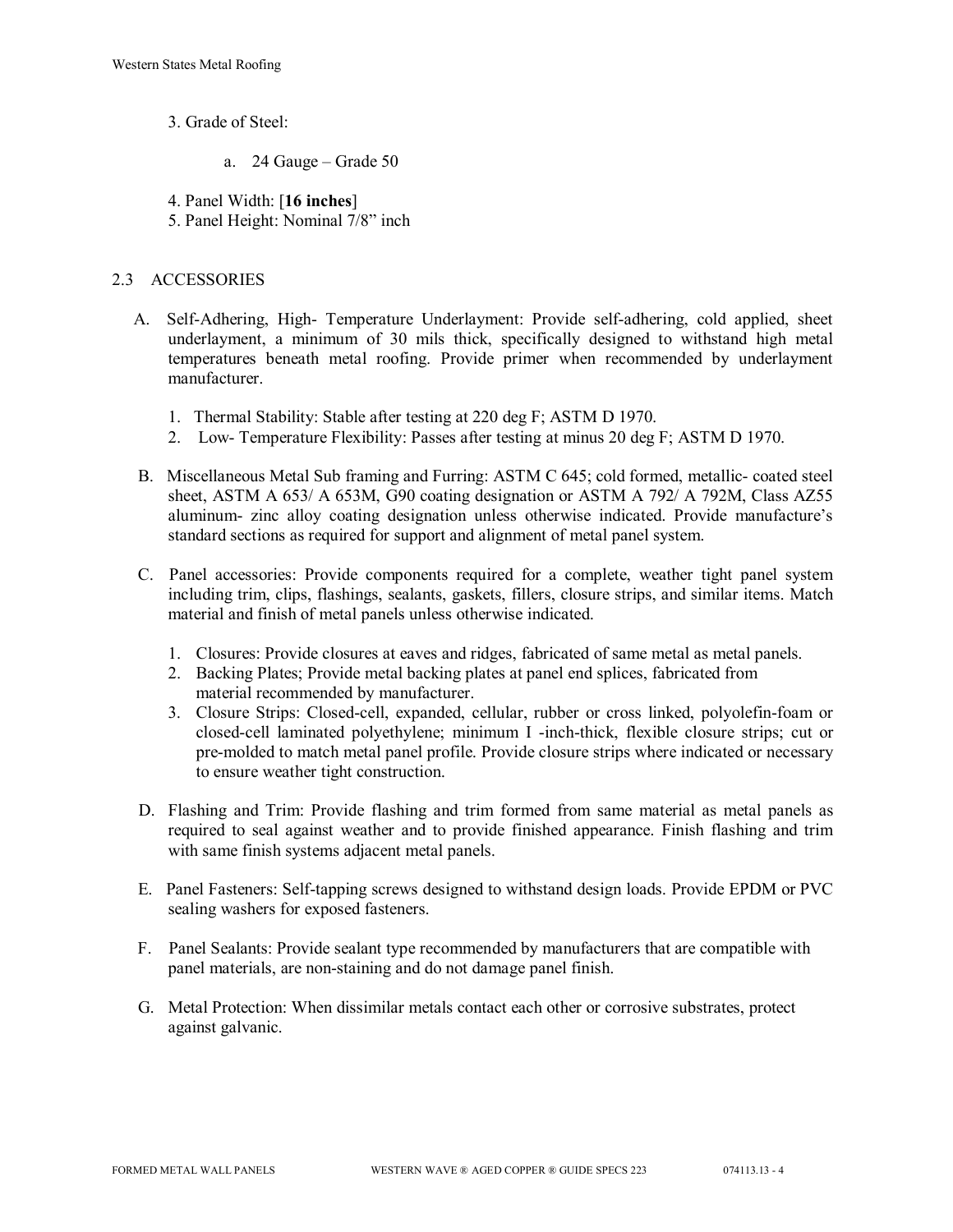3. Grade of Steel:

    a. 24 Gauge – Grade 50

4. Panel Width: [**16 inches**]
5. Panel Height: Nominal 7/8" inch

## 2.3 ACCESSORIES

A. Self-Adhering, High- Temperature Underlayment: Provide self-adhering, cold applied, sheet underlayment, a minimum of 30 mils thick, specifically designed to withstand high metal temperatures beneath metal roofing. Provide primer when recommended by underlayment manufacturer.

    1. Thermal Stability: Stable after testing at 220 deg F; ASTM D 1970.
    2. Low- Temperature Flexibility: Passes after testing at minus 20 deg F; ASTM D 1970.

B. Miscellaneous Metal Sub framing and Furring: ASTM C 645; cold formed, metallic- coated steel sheet, ASTM A 653/ A 653M, G90 coating designation or ASTM A 792/ A 792M, Class AZ55 aluminum- zinc alloy coating designation unless otherwise indicated. Provide manufacture's standard sections as required for support and alignment of metal panel system.

C. Panel accessories: Provide components required for a complete, weather tight panel system including trim, clips, flashings, sealants, gaskets, fillers, closure strips, and similar items. Match material and finish of metal panels unless otherwise indicated.

    1. Closures: Provide closures at eaves and ridges, fabricated of same metal as metal panels.
    2. Backing Plates; Provide metal backing plates at panel end splices, fabricated from material recommended by manufacturer.
    3. Closure Strips: Closed-cell, expanded, cellular, rubber or cross linked, polyolefin-foam or closed-cell laminated polyethylene; minimum I -inch-thick, flexible closure strips; cut or pre-molded to match metal panel profile. Provide closure strips where indicated or necessary to ensure weather tight construction.

D. Flashing and Trim: Provide flashing and trim formed from same material as metal panels as required to seal against weather and to provide finished appearance. Finish flashing and trim with same finish systems adjacent metal panels.

E. Panel Fasteners: Self-tapping screws designed to withstand design loads. Provide EPDM or PVC sealing washers for exposed fasteners.

F. Panel Sealants: Provide sealant type recommended by manufacturers that are compatible with panel materials, are non-staining and do not damage panel finish.

G. Metal Protection: When dissimilar metals contact each other or corrosive substrates, protect against galvanic.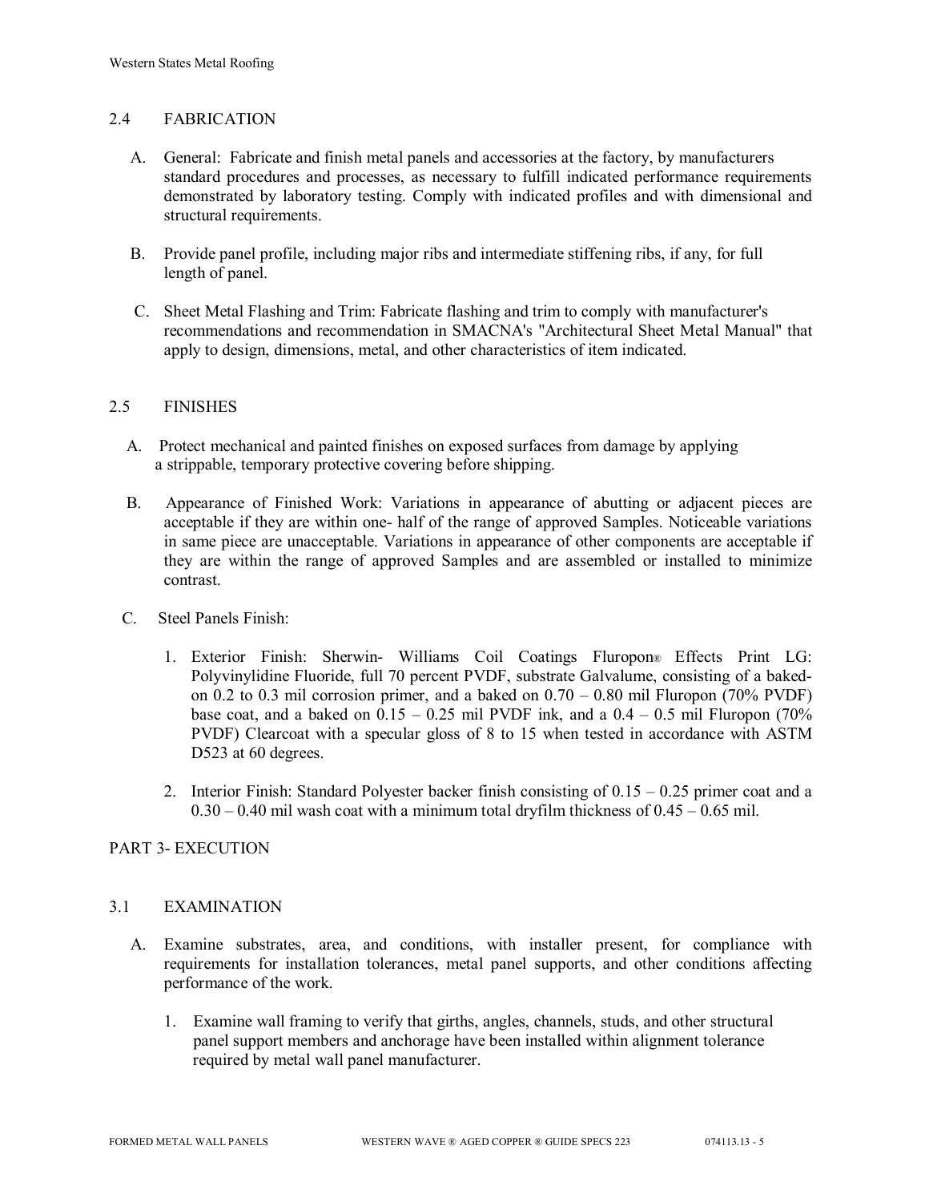## 2.4 FABRICATION

A. General: Fabricate and finish metal panels and accessories at the factory, by manufacturers standard procedures and processes, as necessary to fulfill indicated performance requirements demonstrated by laboratory testing. Comply with indicated profiles and with dimensional and structural requirements.

B. Provide panel profile, including major ribs and intermediate stiffening ribs, if any, for full length of panel.

C. Sheet Metal Flashing and Trim: Fabricate flashing and trim to comply with manufacturer's recommendations and recommendation in SMACNA's "Architectural Sheet Metal Manual" that apply to design, dimensions, metal, and other characteristics of item indicated.

## 2.5 FINISHES

A. Protect mechanical and painted finishes on exposed surfaces from damage by applying a strippable, temporary protective covering before shipping.

B. Appearance of Finished Work: Variations in appearance of abutting or adjacent pieces are acceptable if they are within one- half of the range of approved Samples. Noticeable variations in same piece are unacceptable. Variations in appearance of other components are acceptable if they are within the range of approved Samples and are assembled or installed to minimize contrast.

C. Steel Panels Finish:

1. Exterior Finish: Sherwin- Williams Coil Coatings Fluropon® Effects Print LG: Polyvinylidine Fluoride, full 70 percent PVDF, substrate Galvalume, consisting of a baked-on 0.2 to 0.3 mil corrosion primer, and a baked on 0.70 – 0.80 mil Fluropon (70% PVDF) base coat, and a baked on 0.15 – 0.25 mil PVDF ink, and a 0.4 – 0.5 mil Fluropon (70% PVDF) Clearcoat with a specular gloss of 8 to 15 when tested in accordance with ASTM D523 at 60 degrees.

2. Interior Finish: Standard Polyester backer finish consisting of 0.15 – 0.25 primer coat and a 0.30 – 0.40 mil wash coat with a minimum total dryfilm thickness of 0.45 – 0.65 mil.

# PART 3- EXECUTION

## 3.1 EXAMINATION

A. Examine substrates, area, and conditions, with installer present, for compliance with requirements for installation tolerances, metal panel supports, and other conditions affecting performance of the work.

1. Examine wall framing to verify that girths, angles, channels, studs, and other structural panel support members and anchorage have been installed within alignment tolerance required by metal wall panel manufacturer.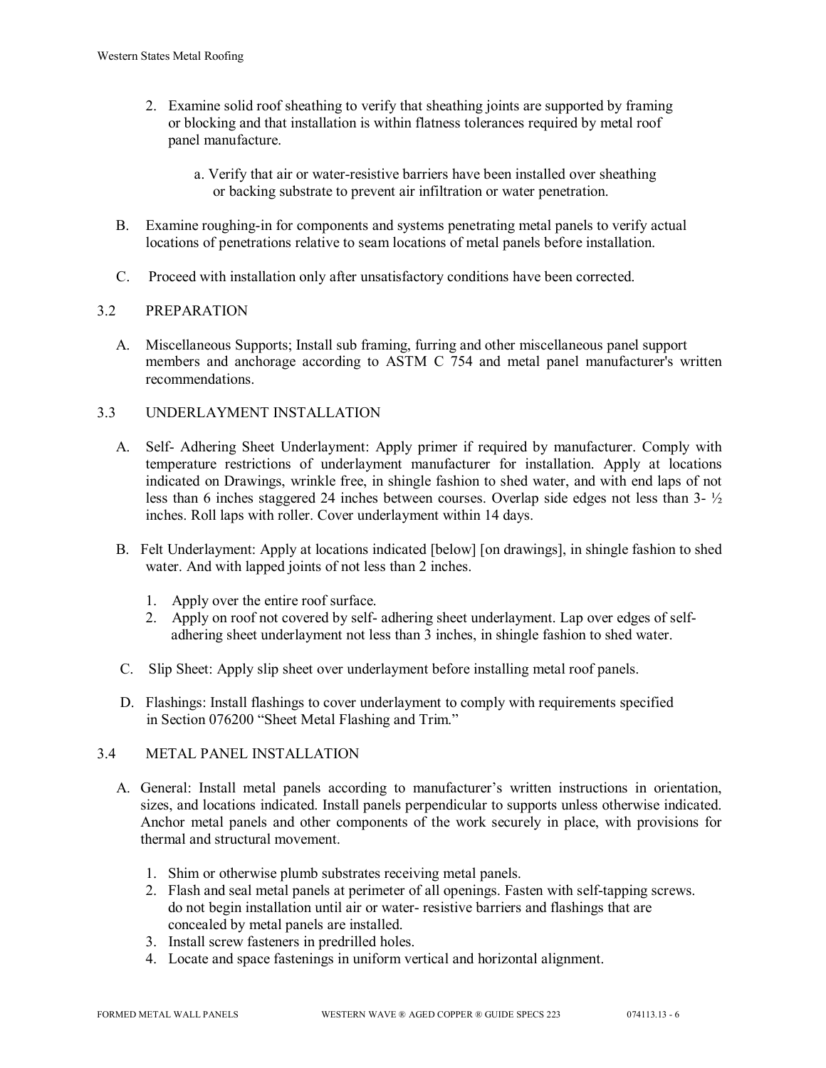2. Examine solid roof sheathing to verify that sheathing joints are supported by framing or blocking and that installation is within flatness tolerances required by metal roof panel manufacture.

    a. Verify that air or water-resistive barriers have been installed over sheathing or backing substrate to prevent air infiltration or water penetration.

B. Examine roughing-in for components and systems penetrating metal panels to verify actual locations of penetrations relative to seam locations of metal panels before installation.

C. Proceed with installation only after unsatisfactory conditions have been corrected.

## 3.2 PREPARATION

A. Miscellaneous Supports; Install sub framing, furring and other miscellaneous panel support members and anchorage according to ASTM C 754 and metal panel manufacturer's written recommendations.

## 3.3 UNDERLAYMENT INSTALLATION

A. Self- Adhering Sheet Underlayment: Apply primer if required by manufacturer. Comply with temperature restrictions of underlayment manufacturer for installation. Apply at locations indicated on Drawings, wrinkle free, in shingle fashion to shed water, and with end laps of not less than 6 inches staggered 24 inches between courses. Overlap side edges not less than 3- ½ inches. Roll laps with roller. Cover underlayment within 14 days.

B. Felt Underlayment: Apply at locations indicated [below] [on drawings], in shingle fashion to shed water. And with lapped joints of not less than 2 inches.

1. Apply over the entire roof surface.
2. Apply on roof not covered by self- adhering sheet underlayment. Lap over edges of self-adhering sheet underlayment not less than 3 inches, in shingle fashion to shed water.

C. Slip Sheet: Apply slip sheet over underlayment before installing metal roof panels.

D. Flashings: Install flashings to cover underlayment to comply with requirements specified in Section 076200 "Sheet Metal Flashing and Trim."

## 3.4 METAL PANEL INSTALLATION

A. General: Install metal panels according to manufacturer's written instructions in orientation, sizes, and locations indicated. Install panels perpendicular to supports unless otherwise indicated. Anchor metal panels and other components of the work securely in place, with provisions for thermal and structural movement.

1. Shim or otherwise plumb substrates receiving metal panels.
2. Flash and seal metal panels at perimeter of all openings. Fasten with self-tapping screws. do not begin installation until air or water- resistive barriers and flashings that are concealed by metal panels are installed.
3. Install screw fasteners in predrilled holes.
4. Locate and space fastenings in uniform vertical and horizontal alignment.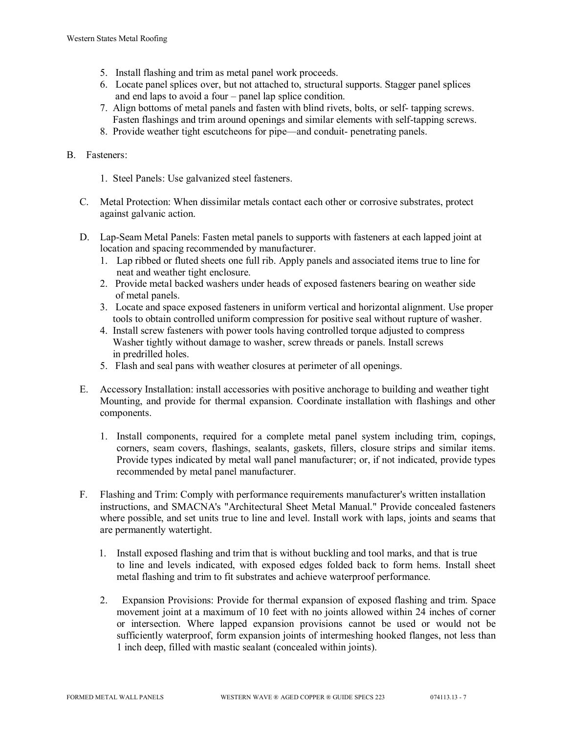5. Install flashing and trim as metal panel work proceeds.
6. Locate panel splices over, but not attached to, structural supports. Stagger panel splices and end laps to avoid a four – panel lap splice condition.
7. Align bottoms of metal panels and fasten with blind rivets, bolts, or self- tapping screws. Fasten flashings and trim around openings and similar elements with self-tapping screws.
8. Provide weather tight escutcheons for pipe—and conduit- penetrating panels.

B. Fasteners:

1. Steel Panels: Use galvanized steel fasteners.

C. Metal Protection: When dissimilar metals contact each other or corrosive substrates, protect against galvanic action.

D. Lap-Seam Metal Panels: Fasten metal panels to supports with fasteners at each lapped joint at location and spacing recommended by manufacturer.
1. Lap ribbed or fluted sheets one full rib. Apply panels and associated items true to line for neat and weather tight enclosure.
2. Provide metal backed washers under heads of exposed fasteners bearing on weather side of metal panels.
3. Locate and space exposed fasteners in uniform vertical and horizontal alignment. Use proper tools to obtain controlled uniform compression for positive seal without rupture of washer.
4. Install screw fasteners with power tools having controlled torque adjusted to compress Washer tightly without damage to washer, screw threads or panels. Install screws in predrilled holes.
5. Flash and seal pans with weather closures at perimeter of all openings.

E. Accessory Installation: install accessories with positive anchorage to building and weather tight Mounting, and provide for thermal expansion. Coordinate installation with flashings and other components.

1. Install components, required for a complete metal panel system including trim, copings, corners, seam covers, flashings, sealants, gaskets, fillers, closure strips and similar items. Provide types indicated by metal wall panel manufacturer; or, if not indicated, provide types recommended by metal panel manufacturer.

F. Flashing and Trim: Comply with performance requirements manufacturer's written installation instructions, and SMACNA's "Architectural Sheet Metal Manual." Provide concealed fasteners where possible, and set units true to line and level. Install work with laps, joints and seams that are permanently watertight.

1. Install exposed flashing and trim that is without buckling and tool marks, and that is true to line and levels indicated, with exposed edges folded back to form hems. Install sheet metal flashing and trim to fit substrates and achieve waterproof performance.

2. Expansion Provisions: Provide for thermal expansion of exposed flashing and trim. Space movement joint at a maximum of 10 feet with no joints allowed within 24 inches of corner or intersection. Where lapped expansion provisions cannot be used or would not be sufficiently waterproof, form expansion joints of intermeshing hooked flanges, not less than 1 inch deep, filled with mastic sealant (concealed within joints).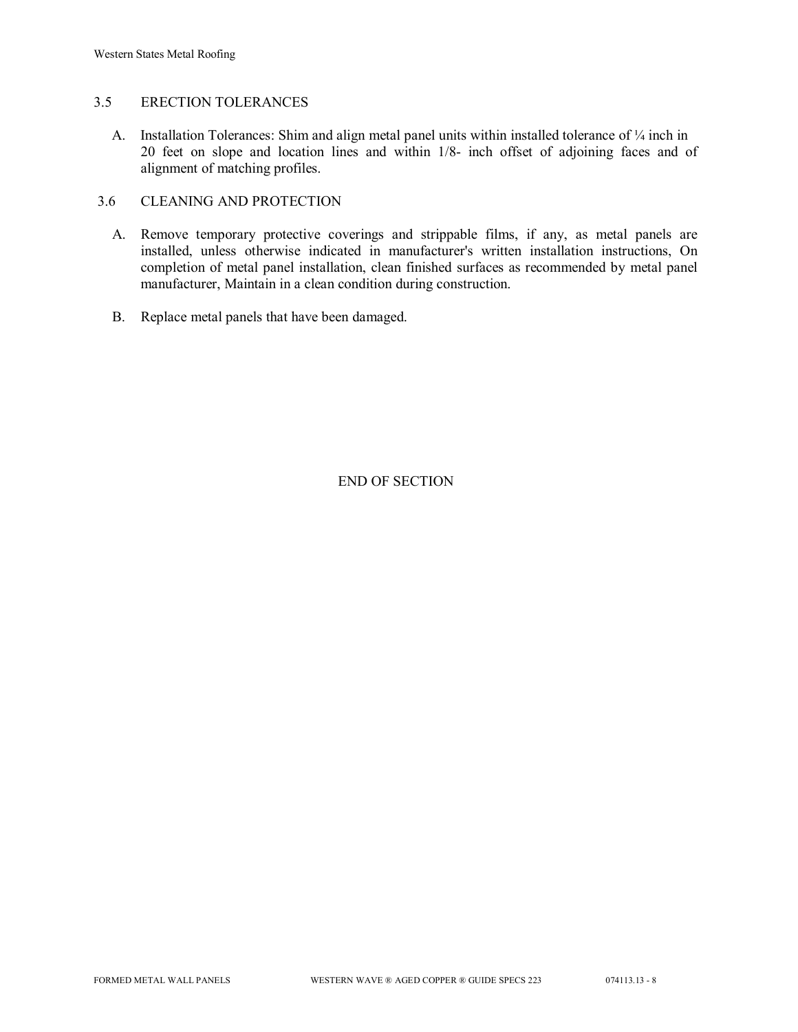### 3.5 ERECTION TOLERANCES

A. Installation Tolerances: Shim and align metal panel units within installed tolerance of ¼ inch in 20 feet on slope and location lines and within 1/8- inch offset of adjoining faces and of alignment of matching profiles.

### 3.6 CLEANING AND PROTECTION

A. Remove temporary protective coverings and strippable films, if any, as metal panels are installed, unless otherwise indicated in manufacturer's written installation instructions, On completion of metal panel installation, clean finished surfaces as recommended by metal panel manufacturer, Maintain in a clean condition during construction.

B. Replace metal panels that have been damaged.

END OF SECTION